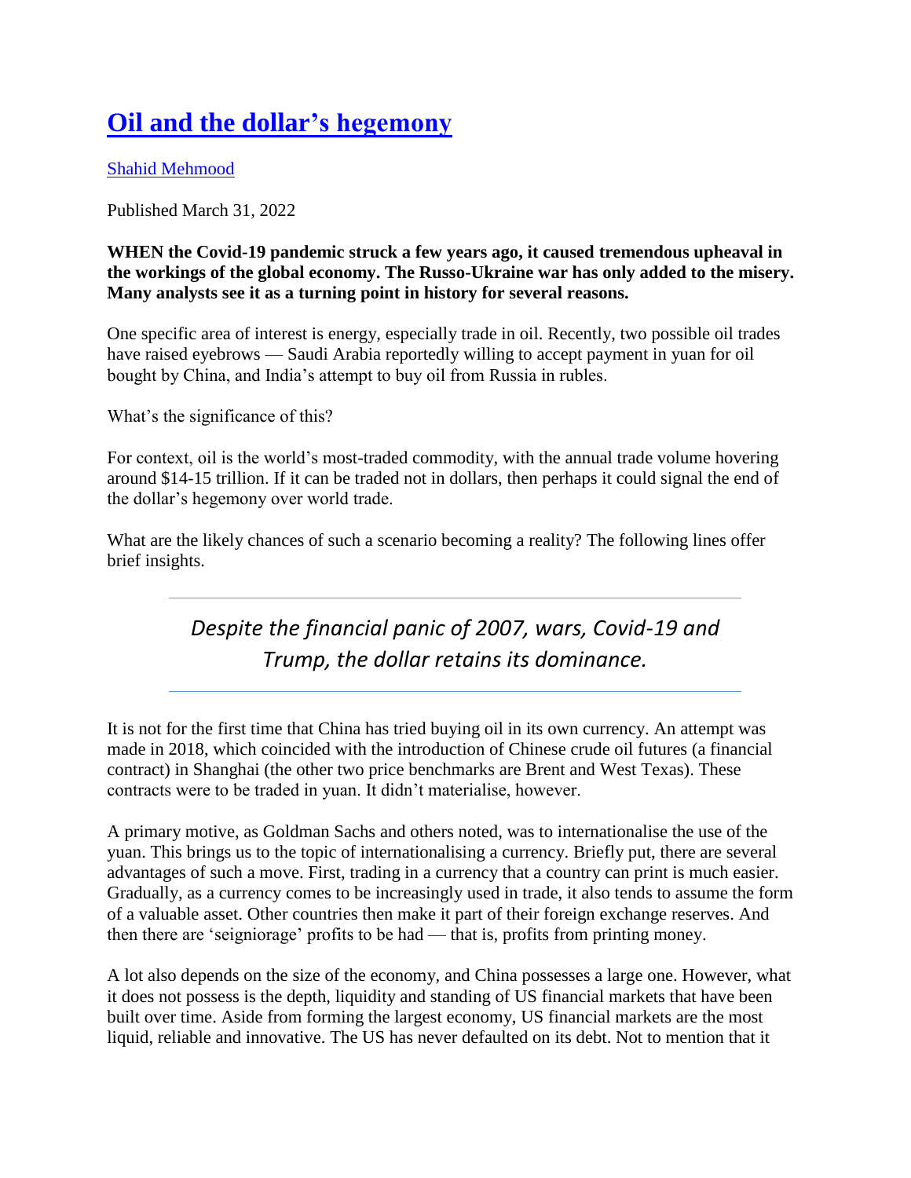# [Oil and the dollar's hegemony]()

[Shahid Mehmood]()

Published March 31, 2022

**WHEN the Covid-19 pandemic struck a few years ago, it caused tremendous upheaval in the workings of the global economy. The Russo-Ukraine war has only added to the misery. Many analysts see it as a turning point in history for several reasons.**

One specific area of interest is energy, especially trade in oil. Recently, two possible oil trades have raised eyebrows — Saudi Arabia reportedly willing to accept payment in yuan for oil bought by China, and India's attempt to buy oil from Russia in rubles.

What's the significance of this?

For context, oil is the world's most-traded commodity, with the annual trade volume hovering around \$14-15 trillion. If it can be traded not in dollars, then perhaps it could signal the end of the dollar's hegemony over world trade.

What are the likely chances of such a scenario becoming a reality? The following lines offer brief insights.

---

> *Despite the financial panic of 2007, wars, Covid-19 and Trump, the dollar retains its dominance.*

---

It is not for the first time that China has tried buying oil in its own currency. An attempt was made in 2018, which coincided with the introduction of Chinese crude oil futures (a financial contract) in Shanghai (the other two price benchmarks are Brent and West Texas). These contracts were to be traded in yuan. It didn't materialise, however.

A primary motive, as Goldman Sachs and others noted, was to internationalise the use of the yuan. This brings us to the topic of internationalising a currency. Briefly put, there are several advantages of such a move. First, trading in a currency that a country can print is much easier. Gradually, as a currency comes to be increasingly used in trade, it also tends to assume the form of a valuable asset. Other countries then make it part of their foreign exchange reserves. And then there are 'seigniorage' profits to be had — that is, profits from printing money.

A lot also depends on the size of the economy, and China possesses a large one. However, what it does not possess is the depth, liquidity and standing of US financial markets that have been built over time. Aside from forming the largest economy, US financial markets are the most liquid, reliable and innovative. The US has never defaulted on its debt. Not to mention that it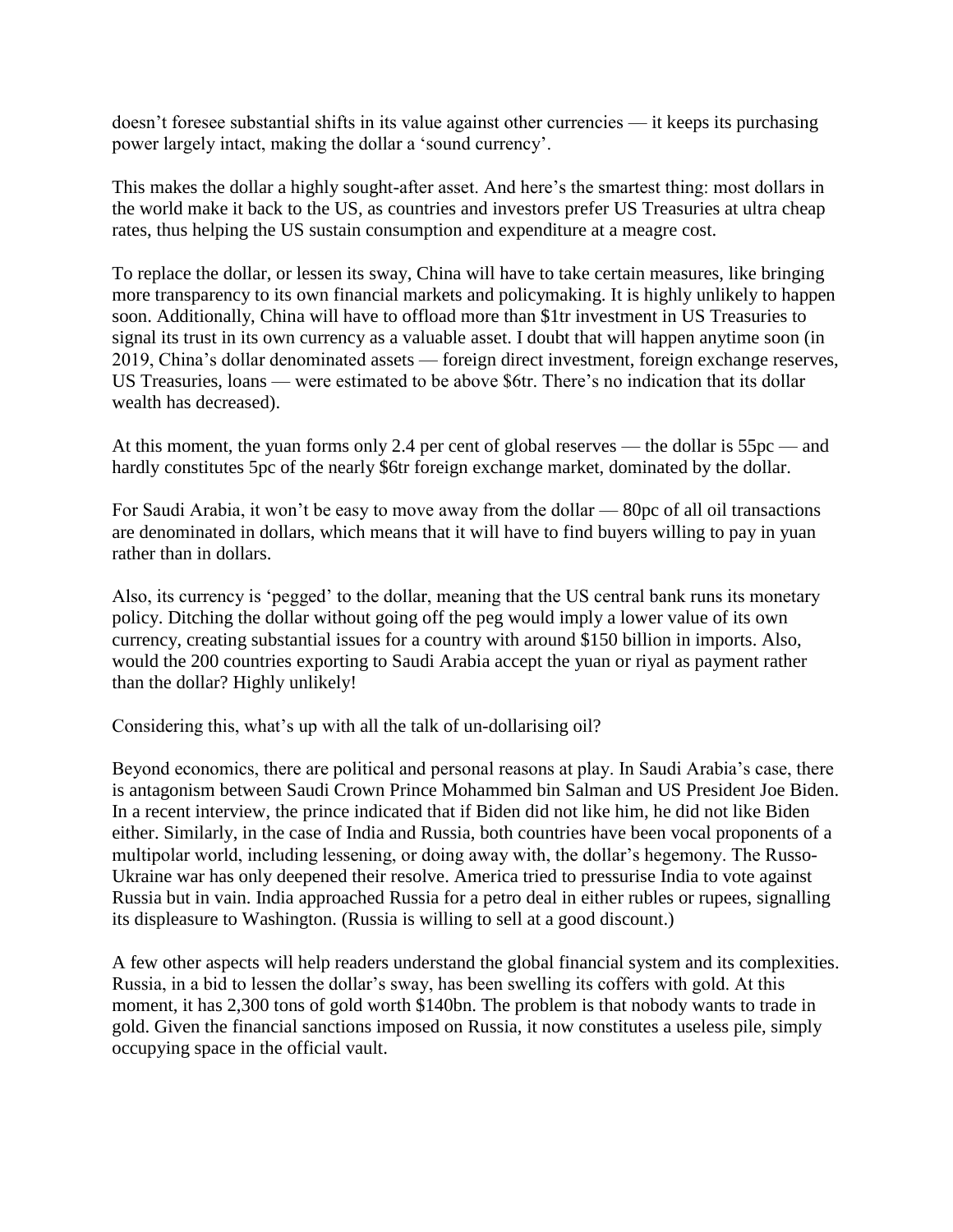doesn't foresee substantial shifts in its value against other currencies — it keeps its purchasing power largely intact, making the dollar a 'sound currency'.

This makes the dollar a highly sought-after asset. And here's the smartest thing: most dollars in the world make it back to the US, as countries and investors prefer US Treasuries at ultra cheap rates, thus helping the US sustain consumption and expenditure at a meagre cost.

To replace the dollar, or lessen its sway, China will have to take certain measures, like bringing more transparency to its own financial markets and policymaking. It is highly unlikely to happen soon. Additionally, China will have to offload more than $1tr investment in US Treasuries to signal its trust in its own currency as a valuable asset. I doubt that will happen anytime soon (in 2019, China's dollar denominated assets — foreign direct investment, foreign exchange reserves, US Treasuries, loans — were estimated to be above $6tr. There's no indication that its dollar wealth has decreased).

At this moment, the yuan forms only 2.4 per cent of global reserves — the dollar is 55pc — and hardly constitutes 5pc of the nearly $6tr foreign exchange market, dominated by the dollar.

For Saudi Arabia, it won't be easy to move away from the dollar — 80pc of all oil transactions are denominated in dollars, which means that it will have to find buyers willing to pay in yuan rather than in dollars.

Also, its currency is 'pegged' to the dollar, meaning that the US central bank runs its monetary policy. Ditching the dollar without going off the peg would imply a lower value of its own currency, creating substantial issues for a country with around $150 billion in imports. Also, would the 200 countries exporting to Saudi Arabia accept the yuan or riyal as payment rather than the dollar? Highly unlikely!

Considering this, what's up with all the talk of un-dollarising oil?

Beyond economics, there are political and personal reasons at play. In Saudi Arabia's case, there is antagonism between Saudi Crown Prince Mohammed bin Salman and US President Joe Biden. In a recent interview, the prince indicated that if Biden did not like him, he did not like Biden either. Similarly, in the case of India and Russia, both countries have been vocal proponents of a multipolar world, including lessening, or doing away with, the dollar's hegemony. The Russo-Ukraine war has only deepened their resolve. America tried to pressurise India to vote against Russia but in vain. India approached Russia for a petro deal in either rubles or rupees, signalling its displeasure to Washington. (Russia is willing to sell at a good discount.)

A few other aspects will help readers understand the global financial system and its complexities. Russia, in a bid to lessen the dollar's sway, has been swelling its coffers with gold. At this moment, it has 2,300 tons of gold worth $140bn. The problem is that nobody wants to trade in gold. Given the financial sanctions imposed on Russia, it now constitutes a useless pile, simply occupying space in the official vault.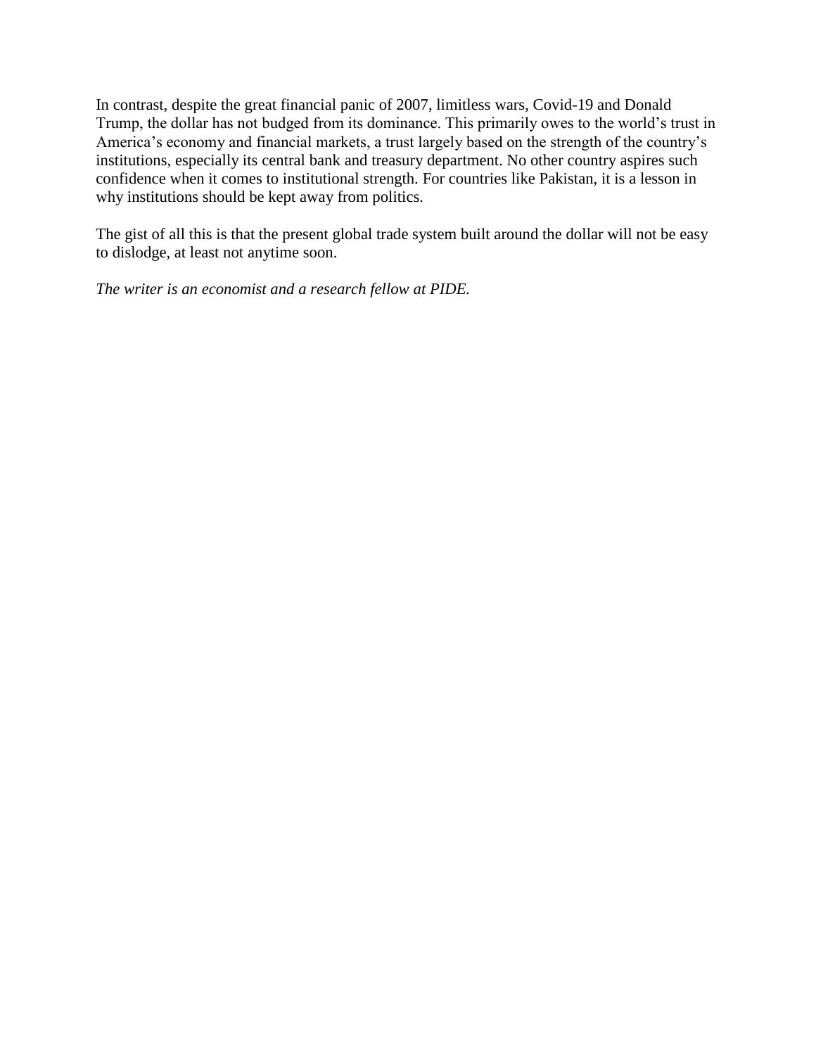In contrast, despite the great financial panic of 2007, limitless wars, Covid-19 and Donald Trump, the dollar has not budged from its dominance. This primarily owes to the world's trust in America's economy and financial markets, a trust largely based on the strength of the country's institutions, especially its central bank and treasury department. No other country aspires such confidence when it comes to institutional strength. For countries like Pakistan, it is a lesson in why institutions should be kept away from politics.

The gist of all this is that the present global trade system built around the dollar will not be easy to dislodge, at least not anytime soon.

*The writer is an economist and a research fellow at PIDE.*